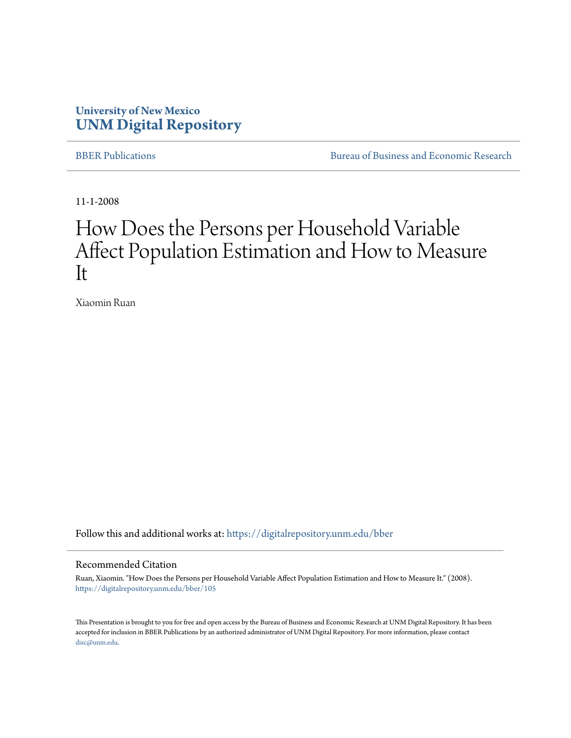University of New Mexico
**UNM Digital Repository**

BBER Publications

Bureau of Business and Economic Research

11-1-2008

# How Does the Persons per Household Variable Affect Population Estimation and How to Measure It

Xiaomin Ruan

Follow this and additional works at: https://digitalrepository.unm.edu/bber

## Recommended Citation

Ruan, Xiaomin. "How Does the Persons per Household Variable Affect Population Estimation and How to Measure It." (2008). https://digitalrepository.unm.edu/bber/105

This Presentation is brought to you for free and open access by the Bureau of Business and Economic Research at UNM Digital Repository. It has been accepted for inclusion in BBER Publications by an authorized administrator of UNM Digital Repository. For more information, please contact disc@unm.edu.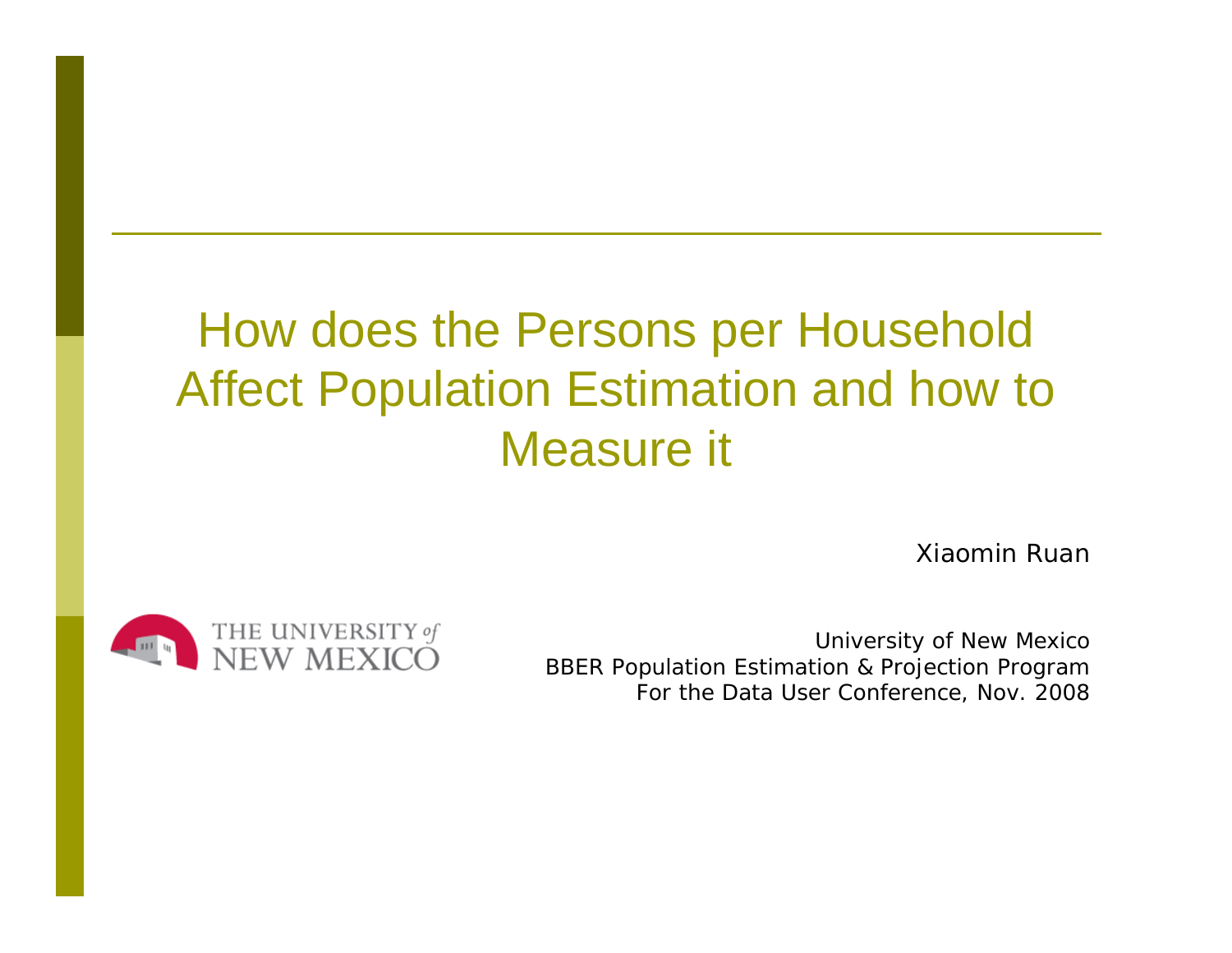# How does the Persons per Household Affect Population Estimation and how to Measure it

Xiaomin Ruan

THE UNIVERSITY *of* NEW MEXICO

*University of New Mexico*
*BBER Population Estimation & Projection Program*
*For the Data User Conference, Nov. 2008*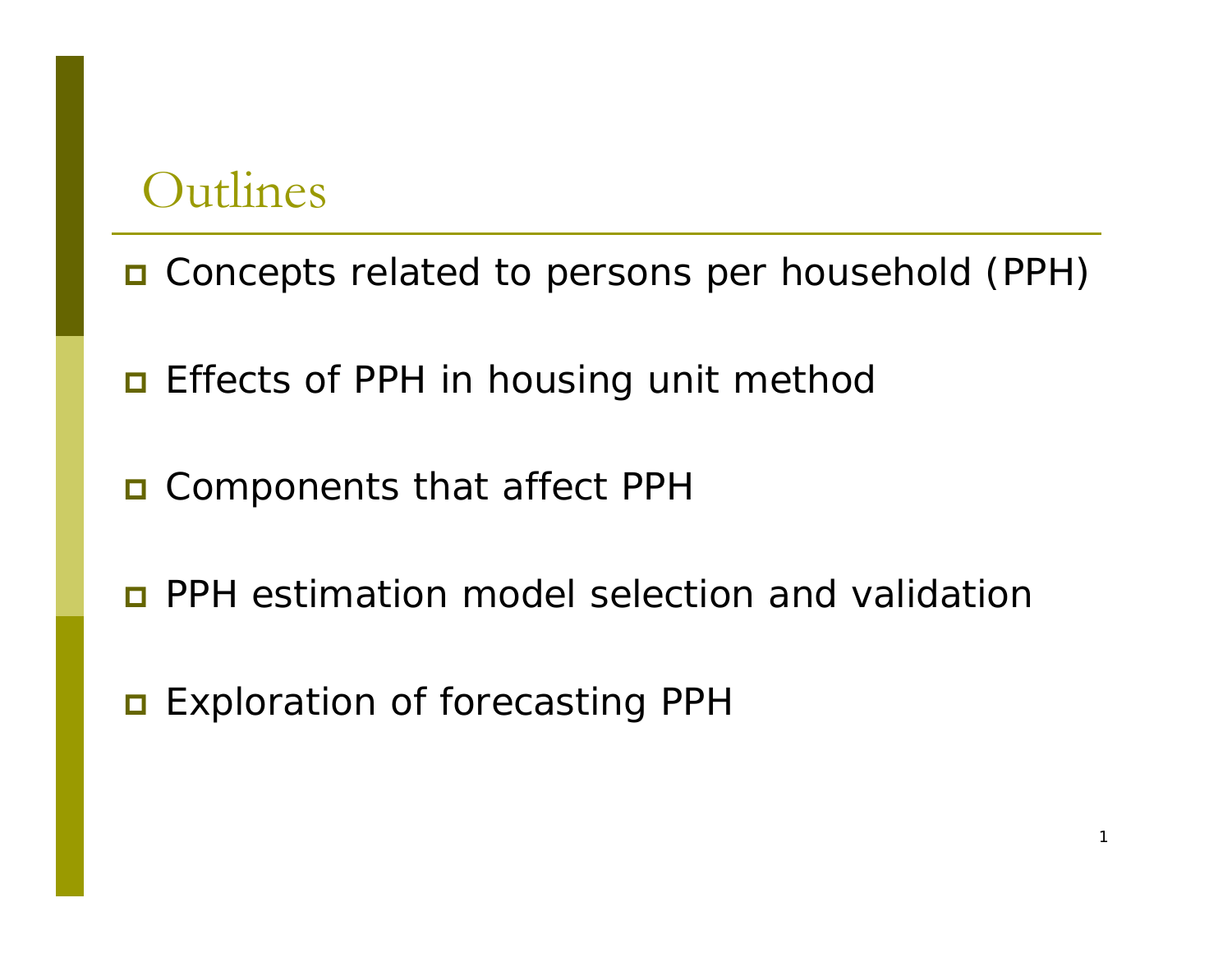# Outlines

- Concepts related to persons per household (PPH)
- Effects of PPH in housing unit method
- Components that affect PPH
- PPH estimation model selection and validation
- Exploration of forecasting PPH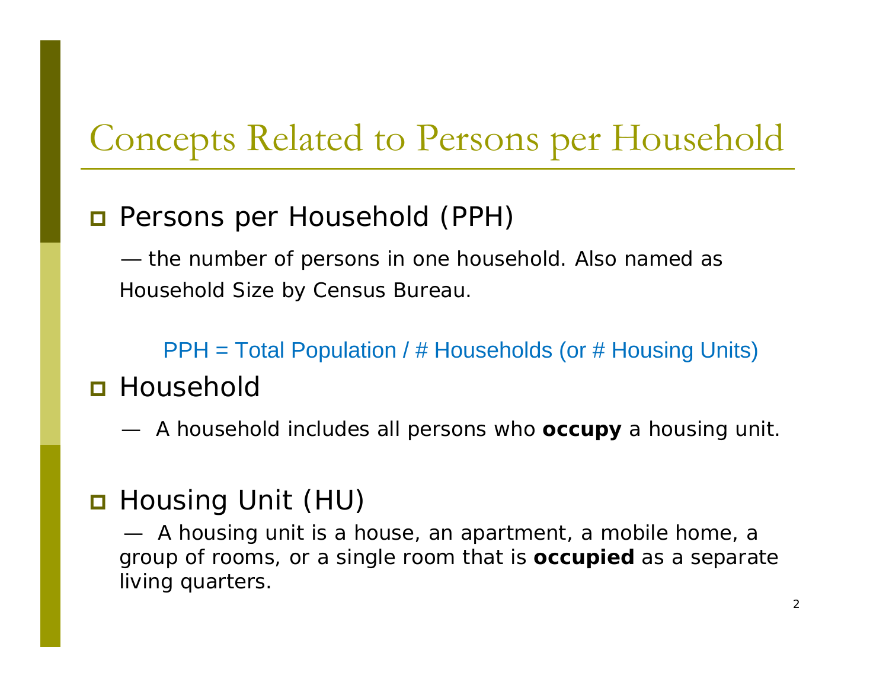# Concepts Related to Persons per Household

- **Persons per Household (PPH)**

  — the number of persons in one household. Also named as Household Size by Census Bureau.

  PPH = Total Population / # Households (or # Housing Units)

- **Household**

  — A household includes all persons who **occupy** a housing unit.

- **Housing Unit (HU)**

  — A housing unit is a house, an apartment, a mobile home, a group of rooms, or a single room that is **occupied** as a separate living quarters.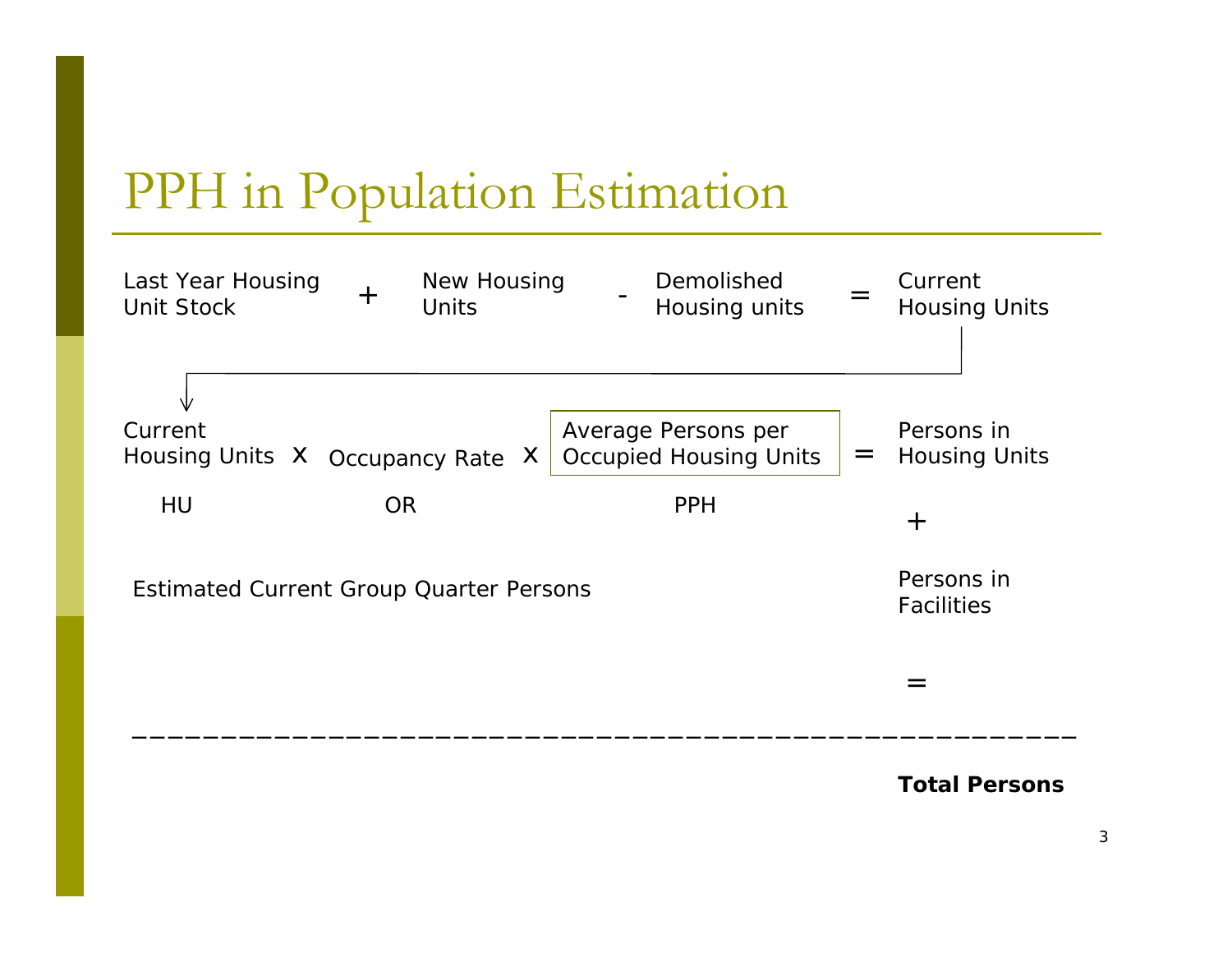# PPH in Population Estimation

Last Year Housing Unit Stock + New Housing Units - Demolished Housing units = Current Housing Units

Current Housing Units x Occupancy Rate x Average Persons per Occupied Housing Units = Persons in Housing Units

HU OR PPH

\+

Estimated Current Group Quarter Persons — Persons in Facilities

=

---

**Total Persons**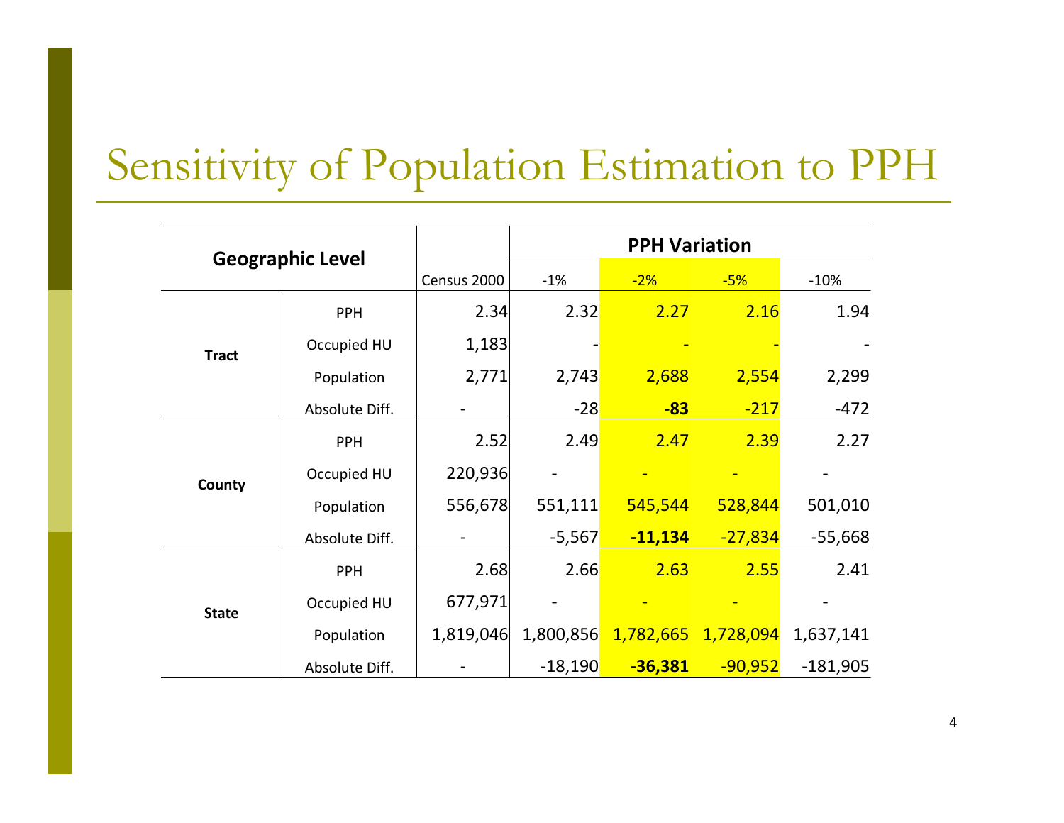# Sensitivity of Population Estimation to PPH

| Geographic Level | | Census 2000 | PPH Variation | | | |
|---|---|---|---|---|---|---|
| | | | -1% | -2% | -5% | -10% |
| Tract | PPH | 2.34 | 2.32 | 2.27 | 2.16 | 1.94 |
| | Occupied HU | 1,183 | - | - | - | - |
| | Population | 2,771 | 2,743 | 2,688 | 2,554 | 2,299 |
| | Absolute Diff. | - | -28 | **-83** | -217 | -472 |
| County | PPH | 2.52 | 2.49 | 2.47 | 2.39 | 2.27 |
| | Occupied HU | 220,936 | - | - | - | - |
| | Population | 556,678 | 551,111 | 545,544 | 528,844 | 501,010 |
| | Absolute Diff. | - | -5,567 | **-11,134** | -27,834 | -55,668 |
| State | PPH | 2.68 | 2.66 | 2.63 | 2.55 | 2.41 |
| | Occupied HU | 677,971 | - | - | - | - |
| | Population | 1,819,046 | 1,800,856 | 1,782,665 | 1,728,094 | 1,637,141 |
| | Absolute Diff. | - | -18,190 | **-36,381** | -90,952 | -181,905 |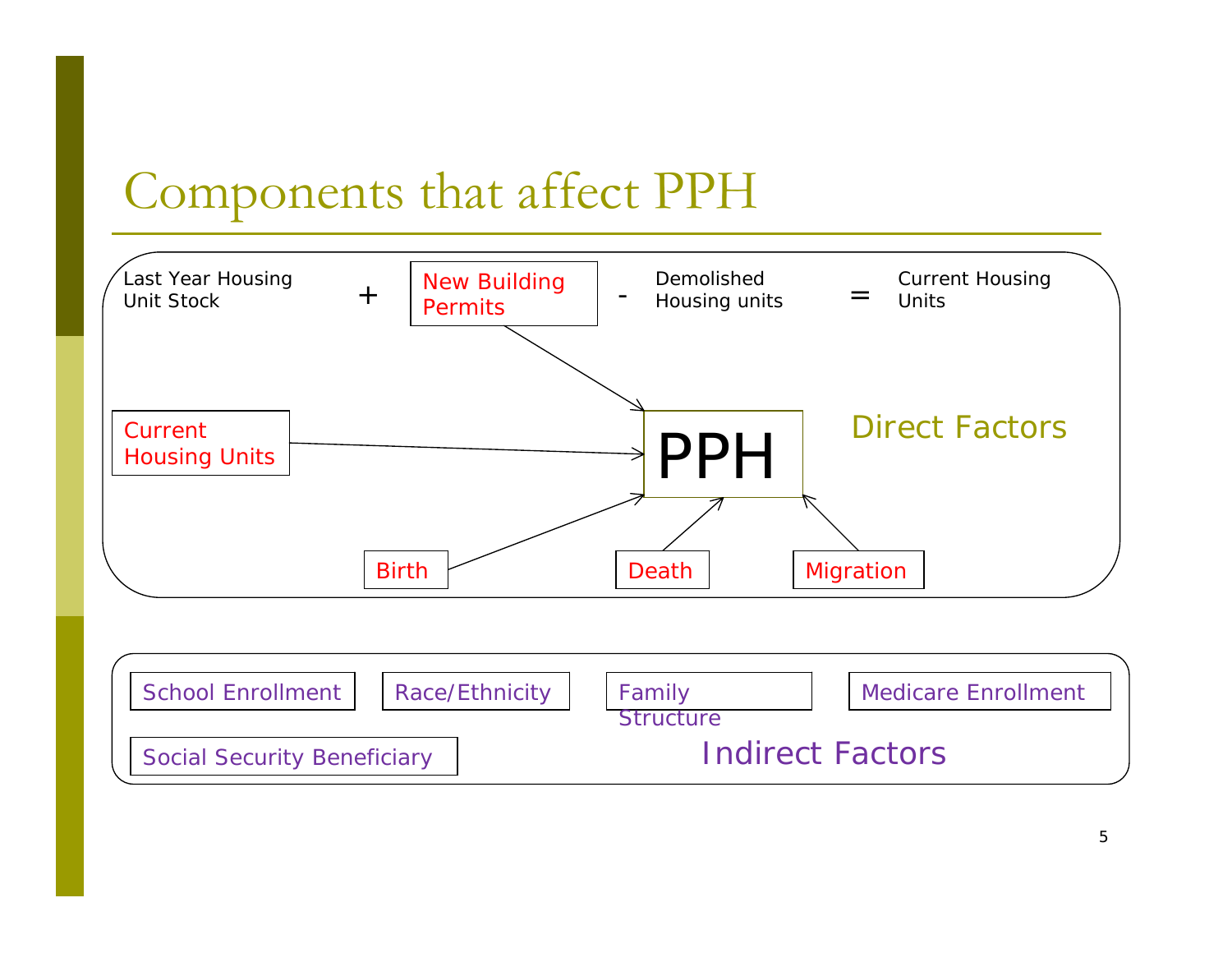# Components that affect PPH

Last Year Housing Unit Stock + New Building Permits - Demolished Housing units = Current Housing Units

**Direct Factors**

- New Building Permits
- Current Housing Units
- Birth
- Death
- Migration

→ PPH

**Indirect Factors**

- School Enrollment
- Race/Ethnicity
- Family Structure
- Medicare Enrollment
- Social Security Beneficiary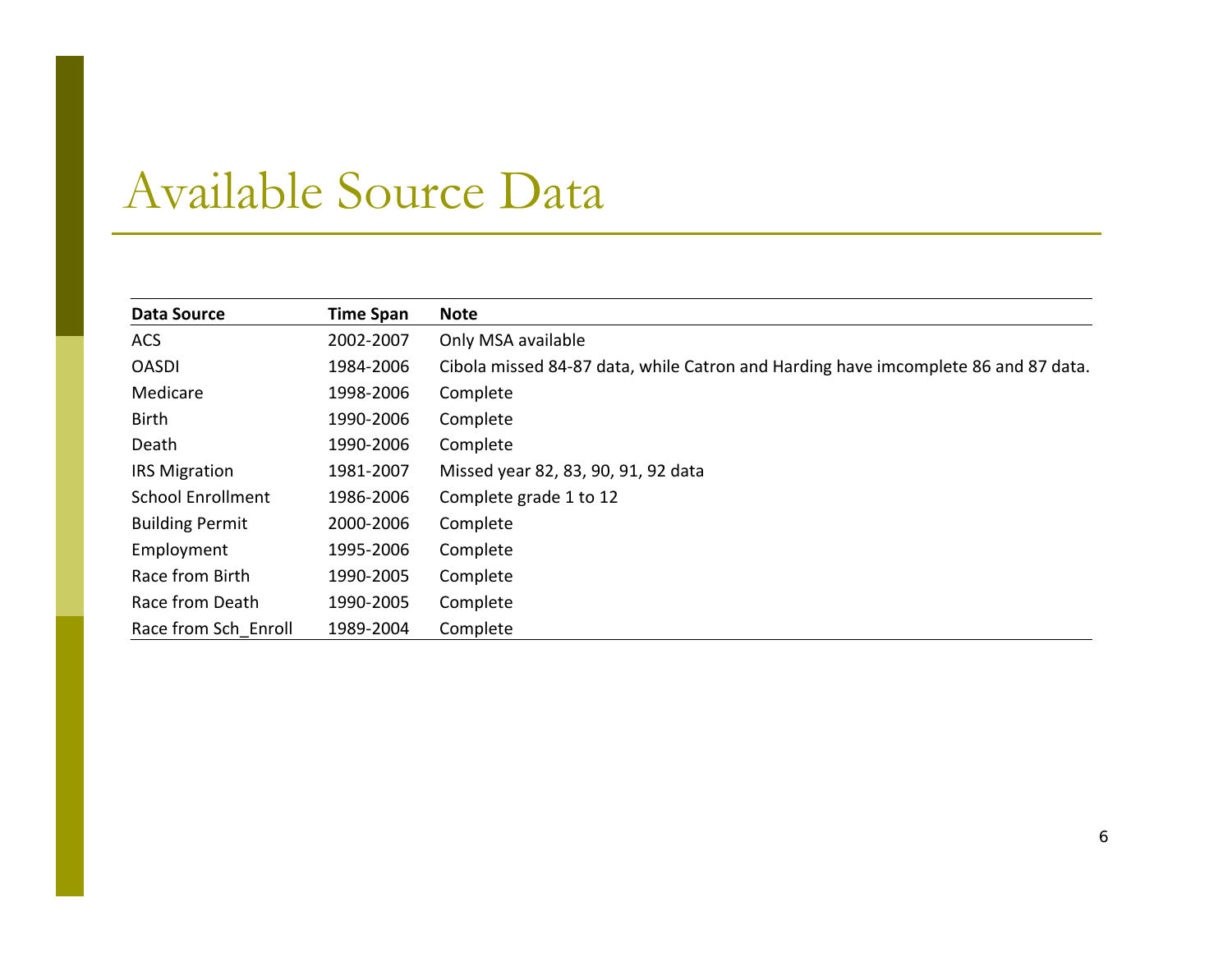# Available Source Data

| Data Source | Time Span | Note |
|---|---|---|
| ACS | 2002-2007 | Only MSA available |
| OASDI | 1984-2006 | Cibola missed 84-87 data, while Catron and Harding have imcomplete 86 and 87 data. |
| Medicare | 1998-2006 | Complete |
| Birth | 1990-2006 | Complete |
| Death | 1990-2006 | Complete |
| IRS Migration | 1981-2007 | Missed year 82, 83, 90, 91, 92 data |
| School Enrollment | 1986-2006 | Complete grade 1 to 12 |
| Building Permit | 2000-2006 | Complete |
| Employment | 1995-2006 | Complete |
| Race from Birth | 1990-2005 | Complete |
| Race from Death | 1990-2005 | Complete |
| Race from Sch_Enroll | 1989-2004 | Complete |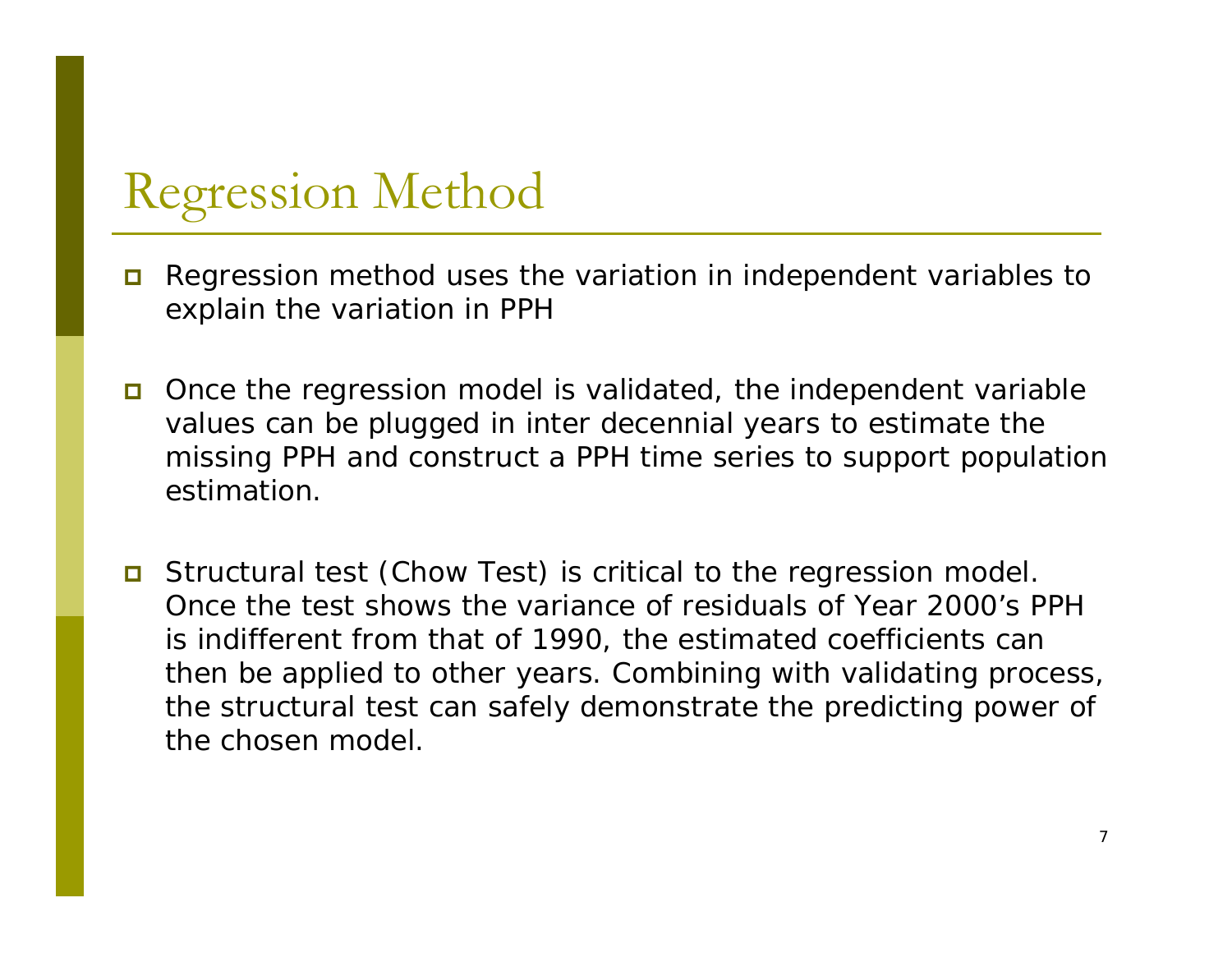# Regression Method

- Regression method uses the variation in independent variables to explain the variation in PPH

- Once the regression model is validated, the independent variable values can be plugged in inter decennial years to estimate the missing PPH and construct a PPH time series to support population estimation.

- Structural test (Chow Test) is critical to the regression model. Once the test shows the variance of residuals of Year 2000's PPH is indifferent from that of 1990, the estimated coefficients can then be applied to other years. Combining with validating process, the structural test can safely demonstrate the predicting power of the chosen model.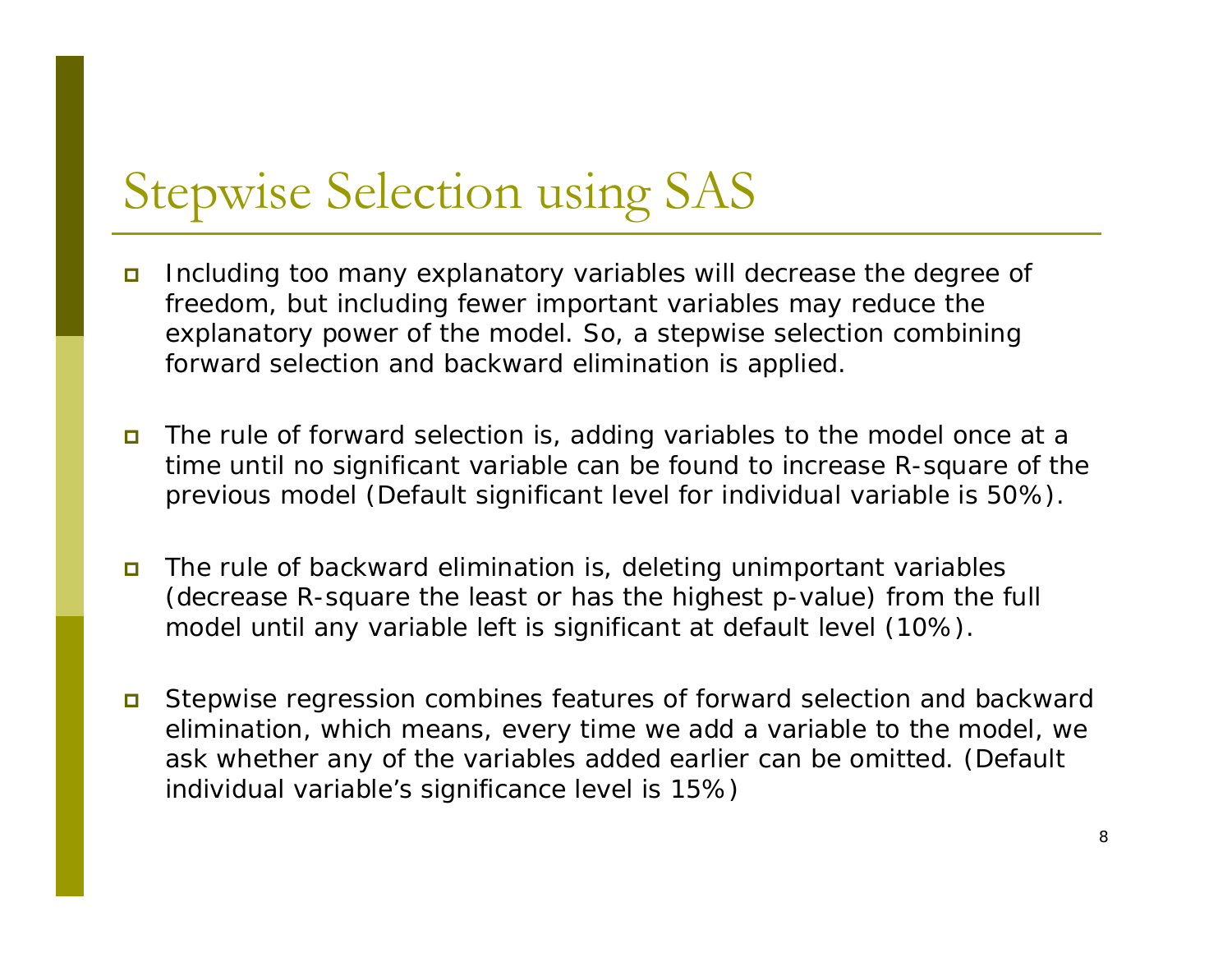# Stepwise Selection using SAS

- Including too many explanatory variables will decrease the degree of freedom, but including fewer important variables may reduce the explanatory power of the model. So, a stepwise selection combining forward selection and backward elimination is applied.

- The rule of forward selection is, adding variables to the model once at a time until no significant variable can be found to increase R-square of the previous model (Default significant level for individual variable is 50%).

- The rule of backward elimination is, deleting unimportant variables (decrease R-square the least or has the highest p-value) from the full model until any variable left is significant at default level (10%).

- Stepwise regression combines features of forward selection and backward elimination, which means, every time we add a variable to the model, we ask whether any of the variables added earlier can be omitted. (Default individual variable's significance level is 15%)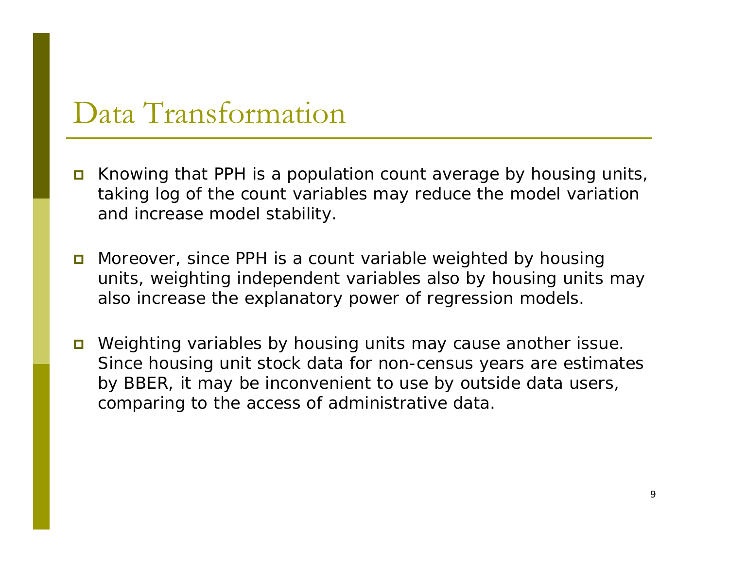# Data Transformation

- Knowing that PPH is a population count average by housing units, taking log of the count variables may reduce the model variation and increase model stability.

- Moreover, since PPH is a count variable weighted by housing units, weighting independent variables also by housing units may also increase the explanatory power of regression models.

- Weighting variables by housing units may cause another issue. Since housing unit stock data for non-census years are estimates by BBER, it may be inconvenient to use by outside data users, comparing to the access of administrative data.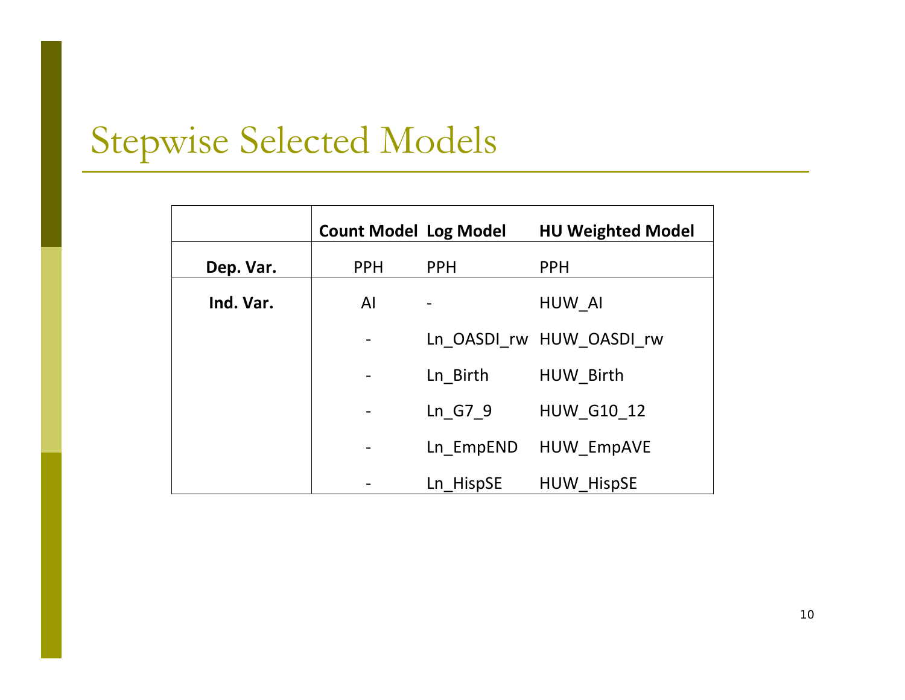# Stepwise Selected Models

| | Count Model | Log Model | HU Weighted Model |
|---|---|---|---|
| **Dep. Var.** | PPH | PPH | PPH |
| **Ind. Var.** | AI | - | HUW_AI |
| | - | Ln_OASDI_rw | HUW_OASDI_rw |
| | - | Ln_Birth | HUW_Birth |
| | - | Ln_G7_9 | HUW_G10_12 |
| | - | Ln_EmpEND | HUW_EmpAVE |
| | - | Ln_HispSE | HUW_HispSE |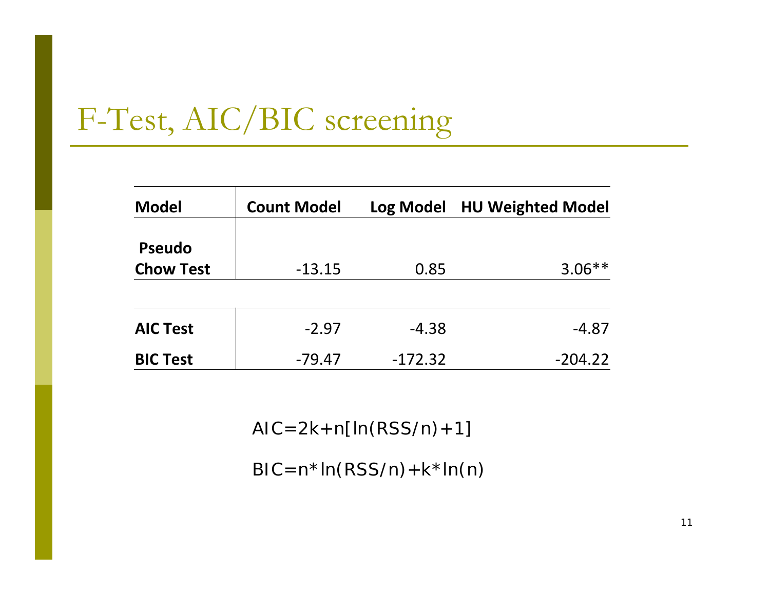# F-Test, AIC/BIC screening

| Model | Count Model | Log Model | HU Weighted Model |
|---|---|---|---|
| Pseudo Chow Test | -13.15 | 0.85 | 3.06** |
| AIC Test | -2.97 | -4.38 | -4.87 |
| BIC Test | -79.47 | -172.32 | -204.22 |

$$AIC = 2k + n[\ln(RSS/n) + 1]$$

$$BIC = n * \ln(RSS/n) + k * \ln(n)$$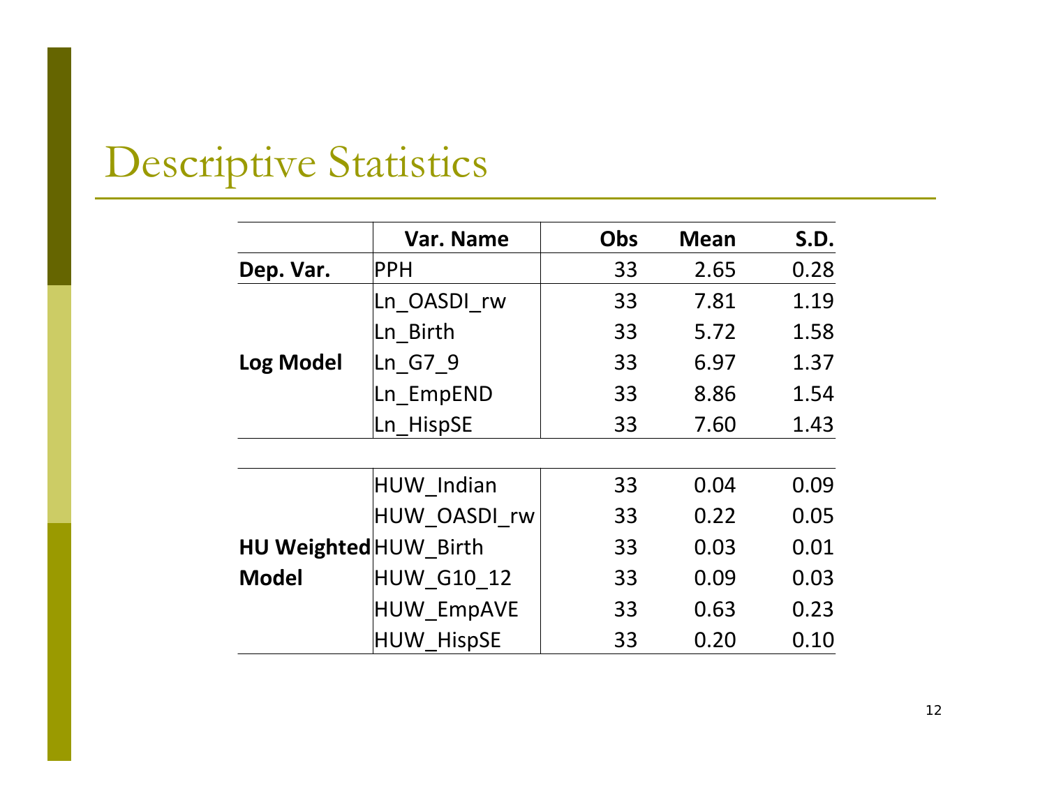# Descriptive Statistics

| | Var. Name | Obs | Mean | S.D. |
|---|---|---|---|---|
| **Dep. Var.** | PPH | 33 | 2.65 | 0.28 |
| **Log Model** | Ln_OASDI_rw | 33 | 7.81 | 1.19 |
| | Ln_Birth | 33 | 5.72 | 1.58 |
| | Ln_G7_9 | 33 | 6.97 | 1.37 |
| | Ln_EmpEND | 33 | 8.86 | 1.54 |
| | Ln_HispSE | 33 | 7.60 | 1.43 |
| **HU Weighted Model** | HUW_Indian | 33 | 0.04 | 0.09 |
| | HUW_OASDI_rw | 33 | 0.22 | 0.05 |
| | HUW_Birth | 33 | 0.03 | 0.01 |
| | HUW_G10_12 | 33 | 0.09 | 0.03 |
| | HUW_EmpAVE | 33 | 0.63 | 0.23 |
| | HUW_HispSE | 33 | 0.20 | 0.10 |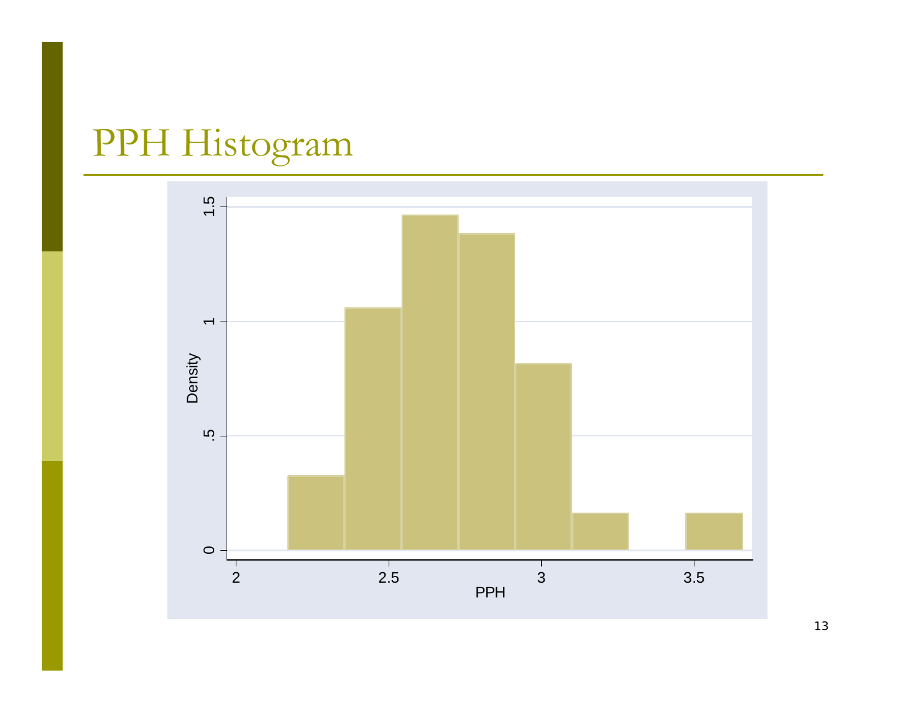# PPH Histogram

Density

1.5

1

.5

0

2 2.5 3 3.5

PPH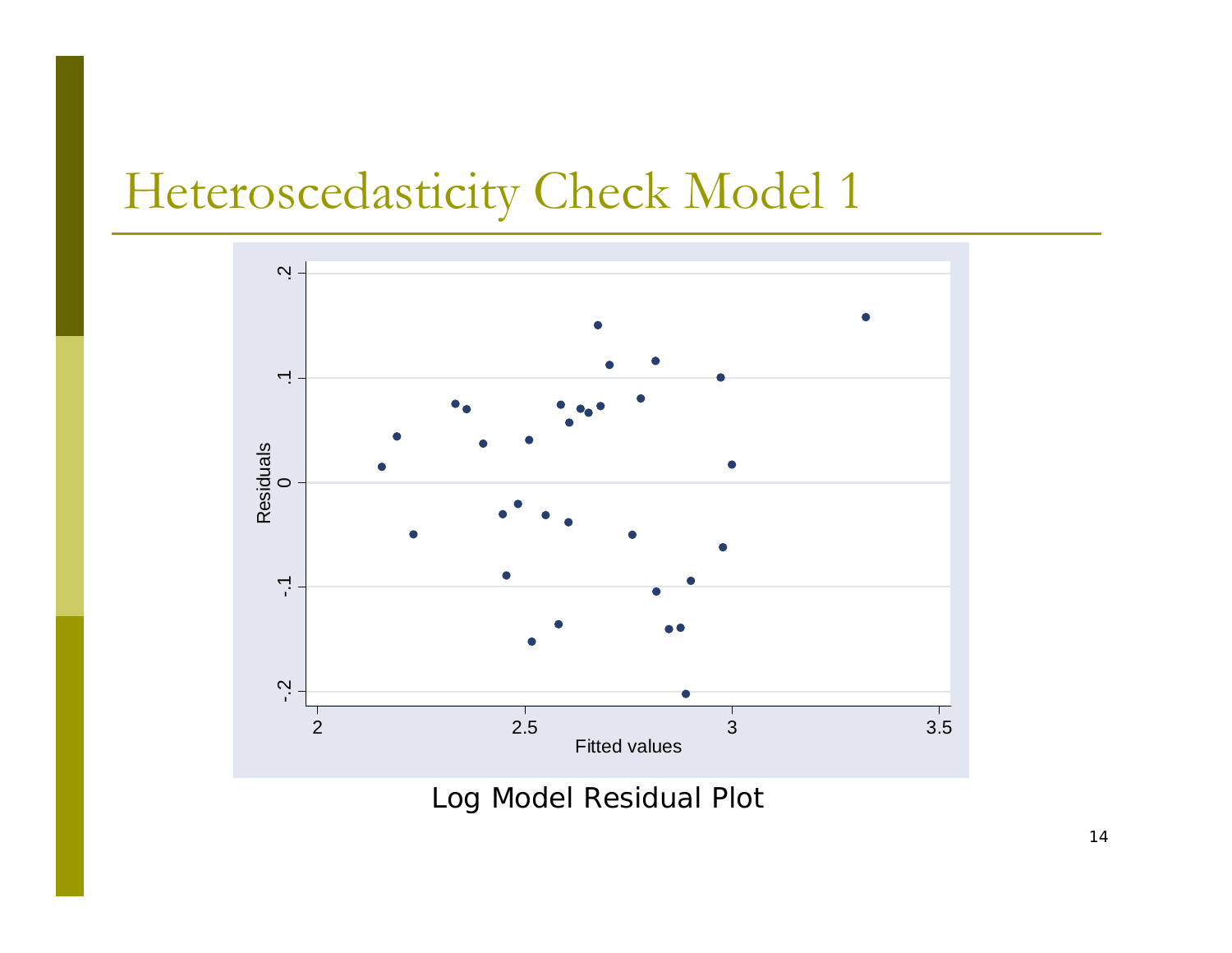# Heteroscedasticity Check Model 1

Log Model Residual Plot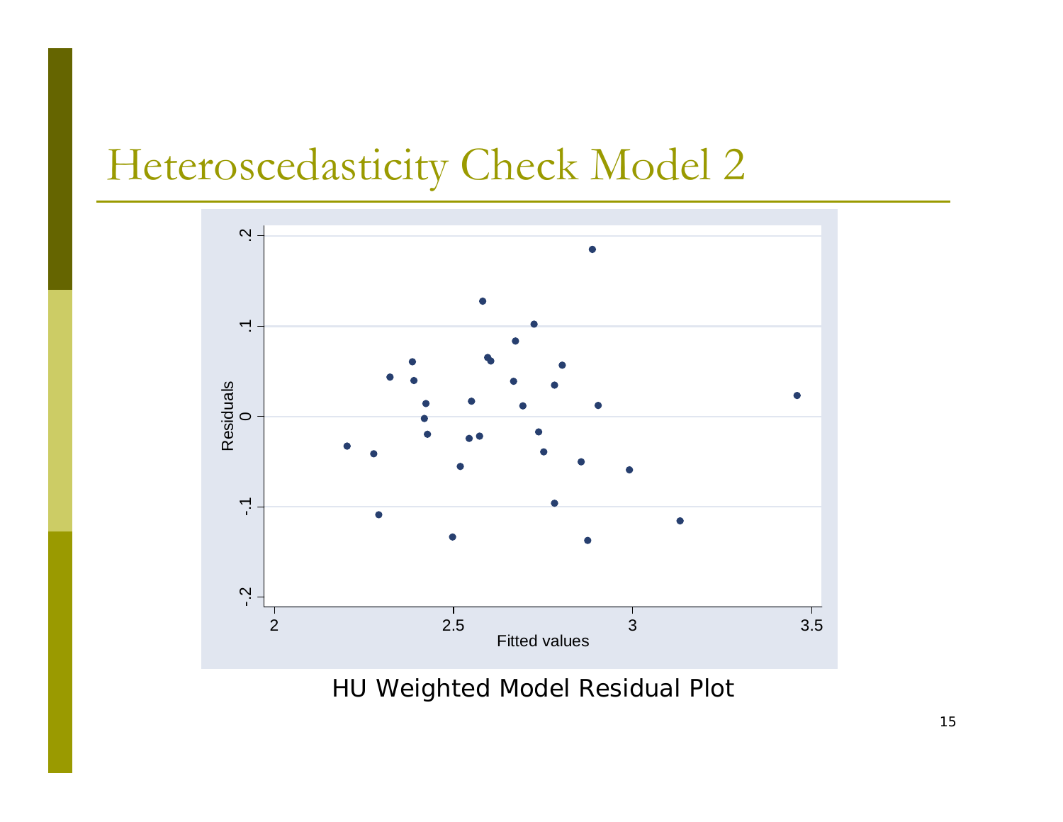# Heteroscedasticity Check Model 2

HU Weighted Model Residual Plot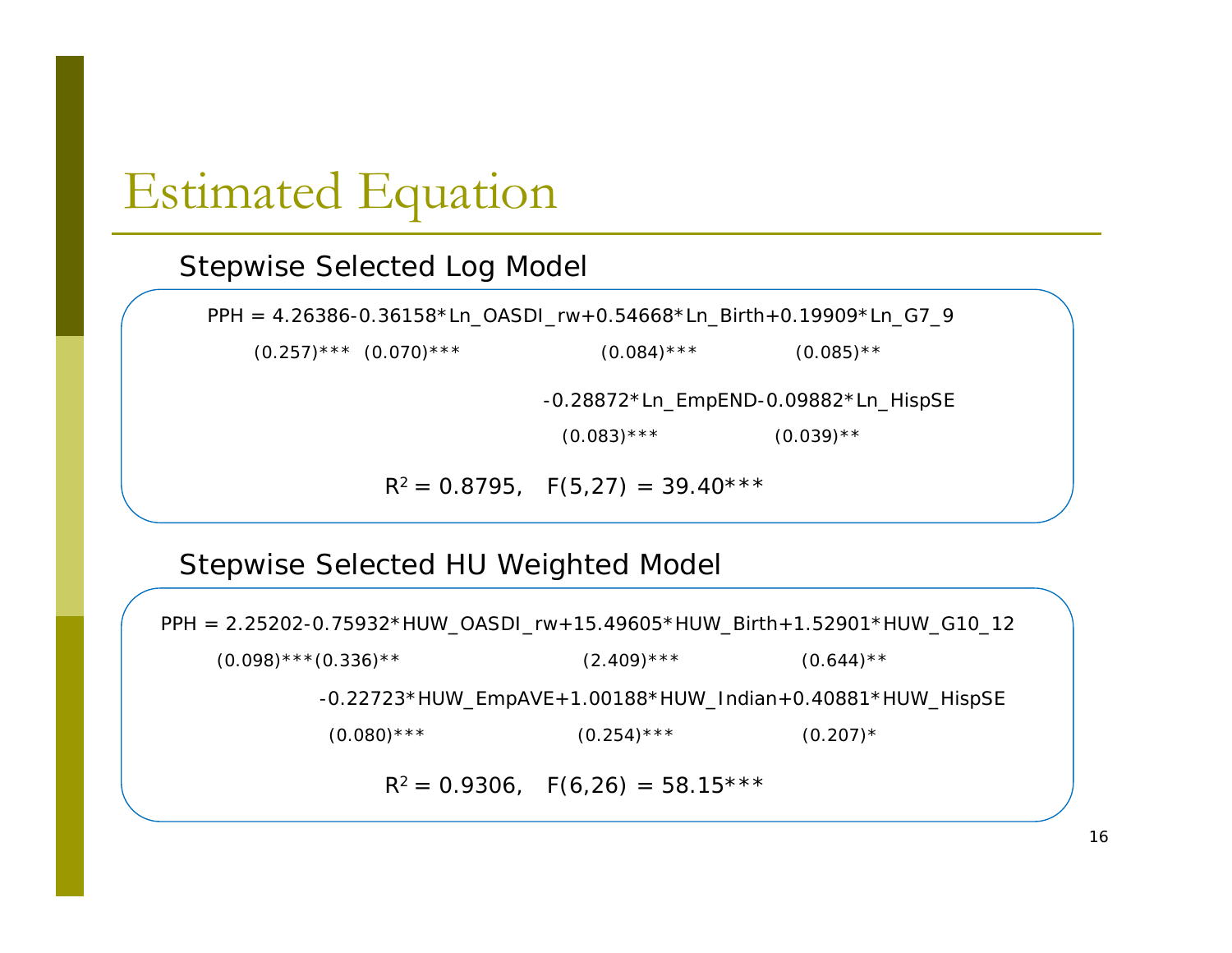# Estimated Equation

## Stepwise Selected Log Model

PPH = 4.26386-0.36158*Ln_OASDI_rw+0.54668*Ln_Birth+0.19909*Ln_G7_9

(0.257)*** (0.070)*** (0.084)*** (0.085)**

-0.28872*Ln_EmpEND-0.09882*Ln_HispSE

(0.083)*** (0.039)**

$R^2 = 0.8795$, $F(5,27) = 39.40$***

## Stepwise Selected HU Weighted Model

PPH = 2.25202-0.75932*HUW_OASDI_rw+15.49605*HUW_Birth+1.52901*HUW_G10_12

(0.098)***(0.336)** (2.409)*** (0.644)**

-0.22723*HUW_EmpAVE+1.00188*HUW_Indian+0.40881*HUW_HispSE

(0.080)*** (0.254)*** (0.207)*

$R^2 = 0.9306$, $F(6,26) = 58.15$***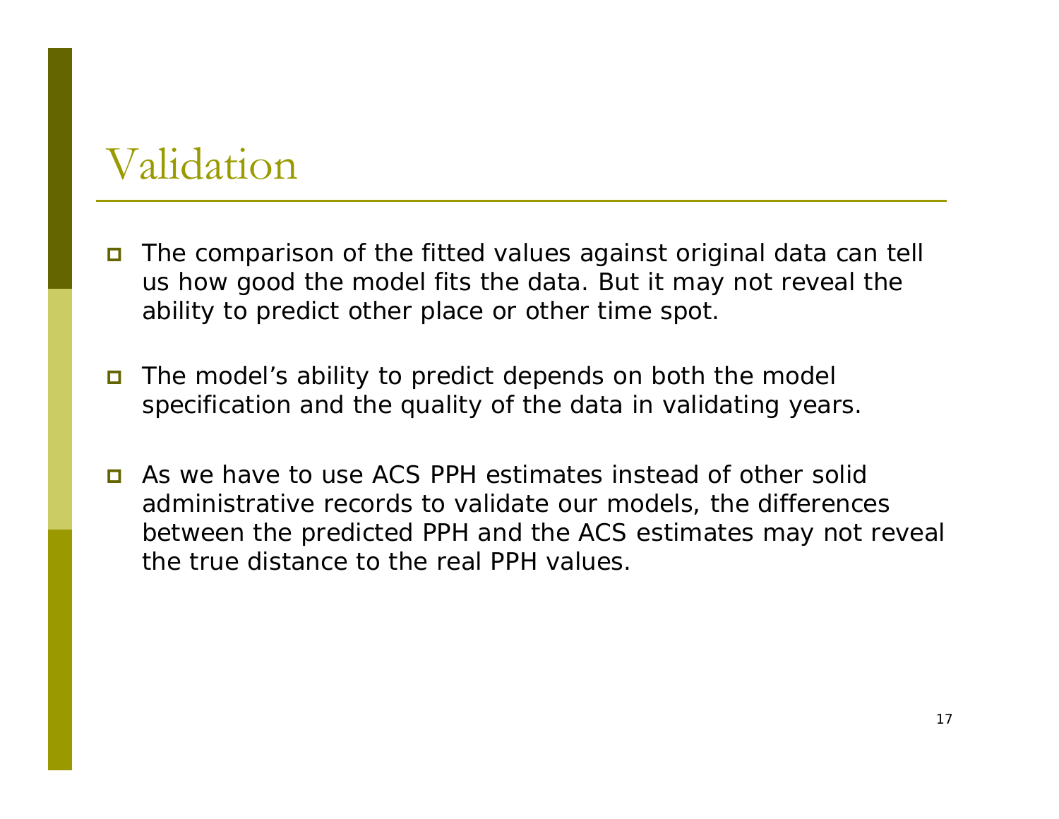# Validation

- The comparison of the fitted values against original data can tell us how good the model fits the data. But it may not reveal the ability to predict other place or other time spot.

- The model's ability to predict depends on both the model specification and the quality of the data in validating years.

- As we have to use ACS PPH estimates instead of other solid administrative records to validate our models, the differences between the predicted PPH and the ACS estimates may not reveal the true distance to the real PPH values.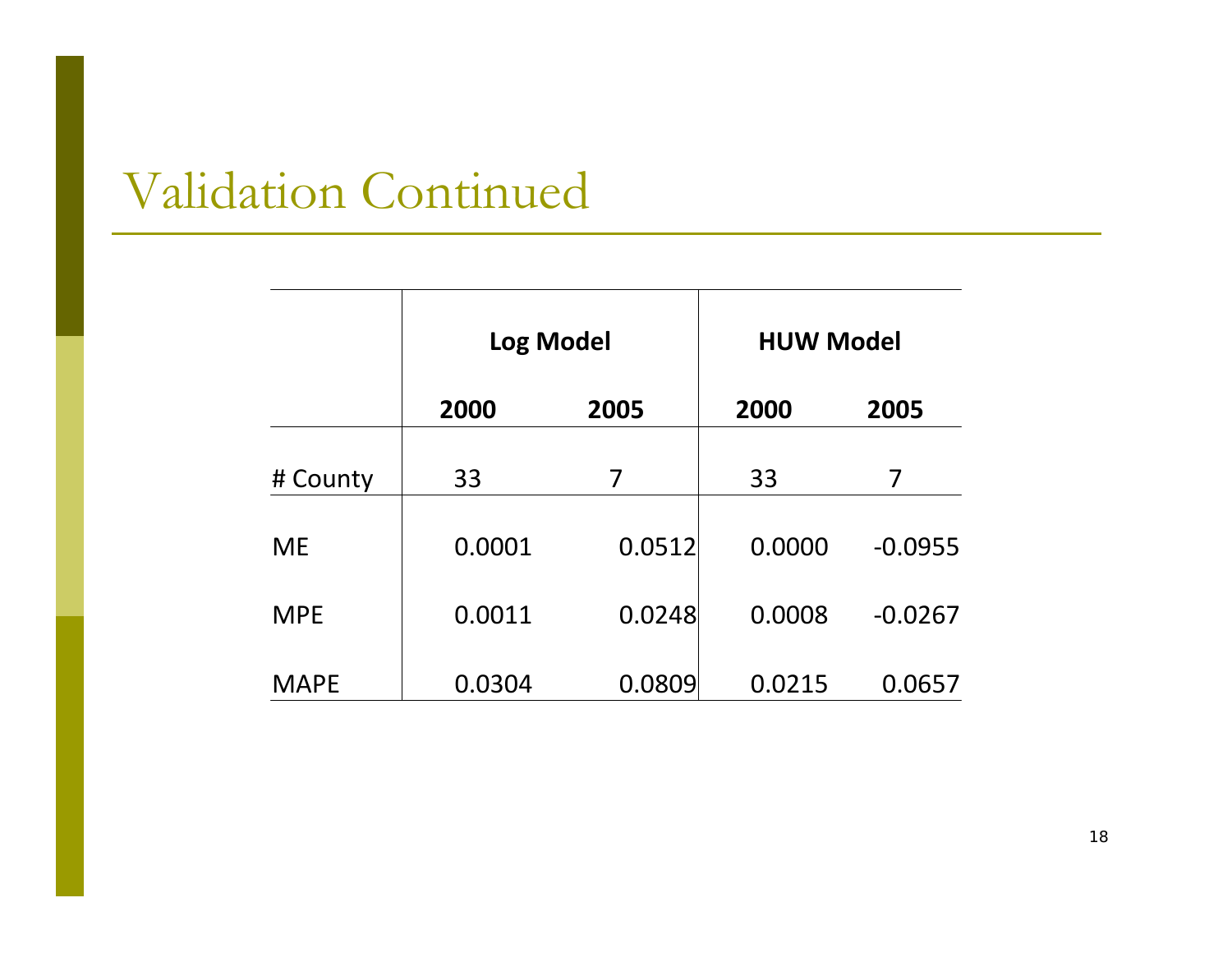# Validation Continued

| | Log Model | | HUW Model | |
|---|---|---|---|---|
| | 2000 | 2005 | 2000 | 2005 |
| # County | 33 | 7 | 33 | 7 |
| ME | 0.0001 | 0.0512 | 0.0000 | -0.0955 |
| MPE | 0.0011 | 0.0248 | 0.0008 | -0.0267 |
| MAPE | 0.0304 | 0.0809 | 0.0215 | 0.0657 |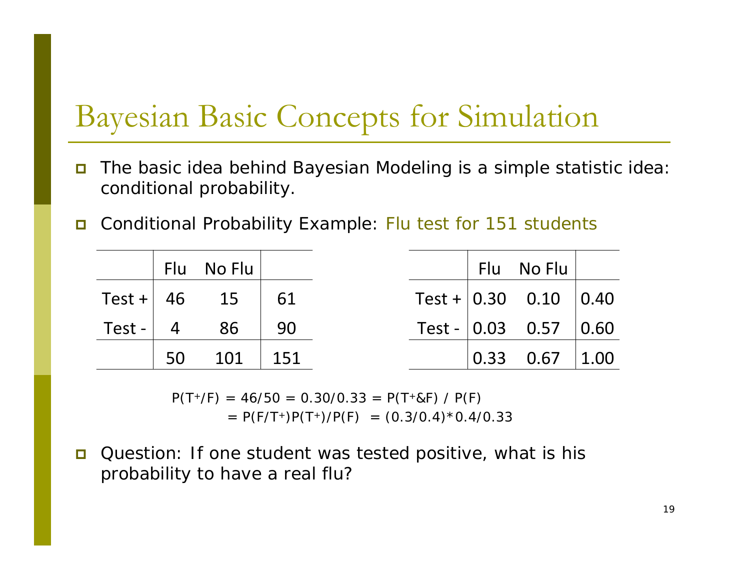# Bayesian Basic Concepts for Simulation

- The basic idea behind Bayesian Modeling is a simple statistic idea: conditional probability.
- Conditional Probability Example: Flu test for 151 students

| | Flu | No Flu | |
|---|---|---|---|
| Test + | 46 | 15 | 61 |
| Test - | 4 | 86 | 90 |
| | 50 | 101 | 151 |

| | Flu | No Flu | |
|---|---|---|---|
| Test + | 0.30 | 0.10 | 0.40 |
| Test - | 0.03 | 0.57 | 0.60 |
| | 0.33 | 0.67 | 1.00 |

$$P(T^+/F) = 46/50 = 0.30/0.33 = P(T^+\&F) / P(F)$$
$$= P(F/T^+)P(T^+)/P(F) = (0.3/0.4)*0.4/0.33$$

- Question: If one student was tested positive, what is his probability to have a real flu?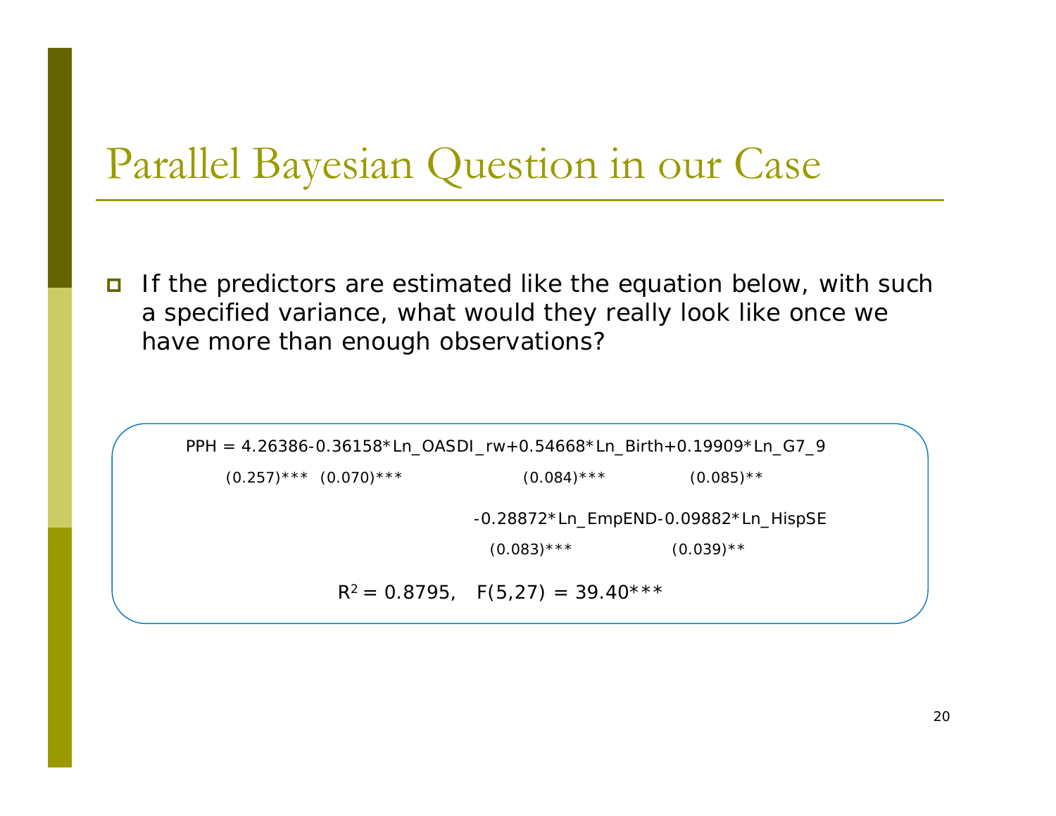# Parallel Bayesian Question in our Case

- If the predictors are estimated like the equation below, with such a specified variance, what would they really look like once we have more than enough observations?

$$
\begin{aligned}
PPH = \underset{(0.257)^{***}}{4.26386} - \underset{(0.070)^{***}}{0.36158}*Ln\_OASDI\_rw + \underset{(0.084)^{***}}{0.54668}*Ln\_Birth + \underset{(0.085)^{**}}{0.19909}*Ln\_G7\_9 \\
- \underset{(0.083)^{***}}{0.28872}*Ln\_EmpEND - \underset{(0.039)^{**}}{0.09882}*Ln\_HispSE
\end{aligned}
$$

$R^2 = 0.8795$, $F(5,27) = 39.40^{***}$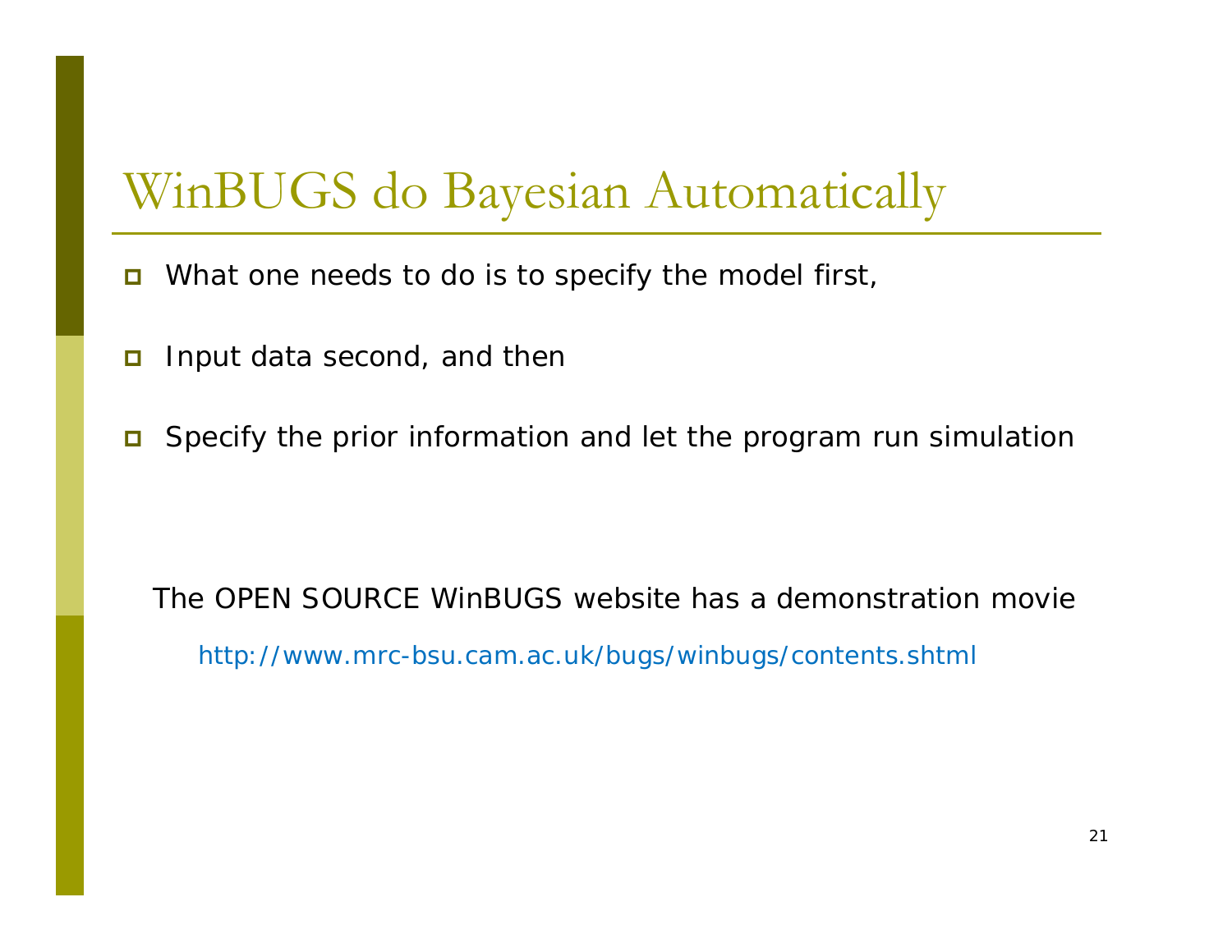# WinBUGS do Bayesian Automatically

- What one needs to do is to specify the model first,
- Input data second, and then
- Specify the prior information and let the program run simulation

The OPEN SOURCE WinBUGS website has a demonstration movie

http://www.mrc-bsu.cam.ac.uk/bugs/winbugs/contents.shtml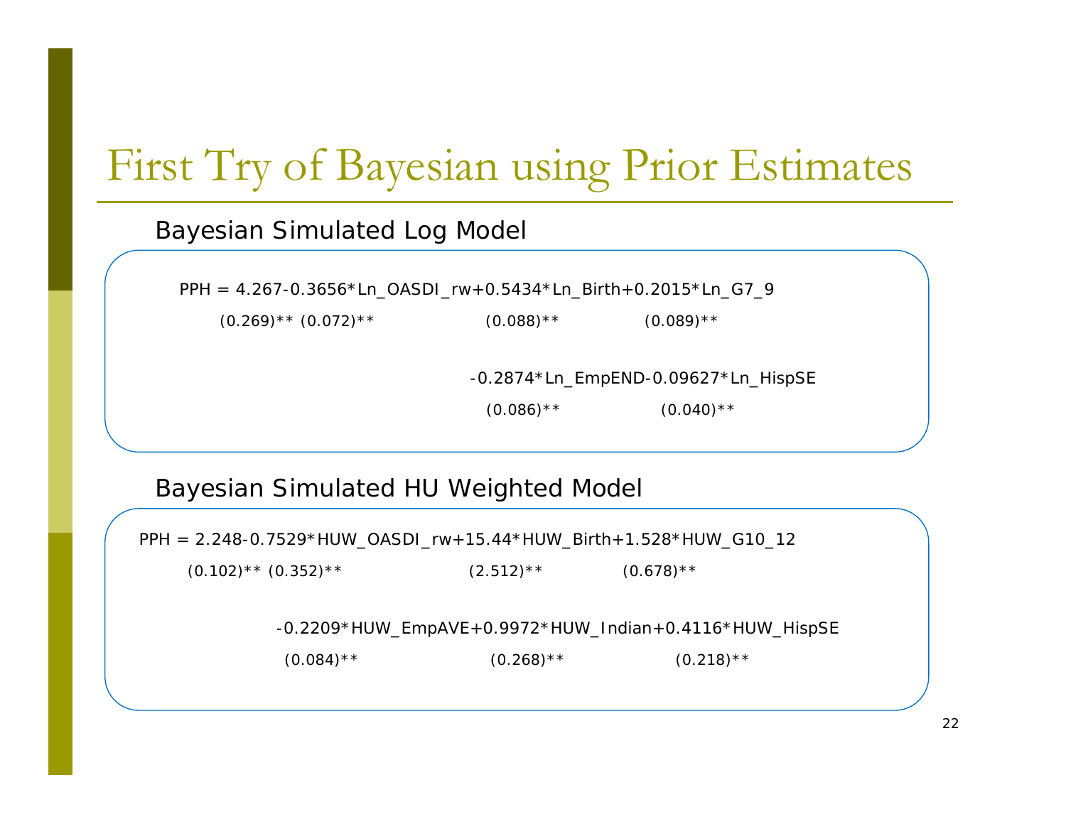# First Try of Bayesian using Prior Estimates

## Bayesian Simulated Log Model

$$PPH = \underset{(0.269)^{**}}{4.267} - \underset{(0.072)^{**}}{0.3656} * Ln\_OASDI\_rw + \underset{(0.088)^{**}}{0.5434} * Ln\_Birth + \underset{(0.089)^{**}}{0.2015} * Ln\_G7\_9$$

$$- \underset{(0.086)^{**}}{0.2874} * Ln\_EmpEND - \underset{(0.040)^{**}}{0.09627} * Ln\_HispSE$$

## Bayesian Simulated HU Weighted Model

$$PPH = \underset{(0.102)^{**}}{2.248} - \underset{(0.352)^{**}}{0.7529} * HUW\_OASDI\_rw + \underset{(2.512)^{**}}{15.44} * HUW\_Birth + \underset{(0.678)^{**}}{1.528} * HUW\_G10\_12$$

$$- \underset{(0.084)^{**}}{0.2209} * HUW\_EmpAVE + \underset{(0.268)^{**}}{0.9972} * HUW\_Indian + \underset{(0.218)^{**}}{0.4116} * HUW\_HispSE$$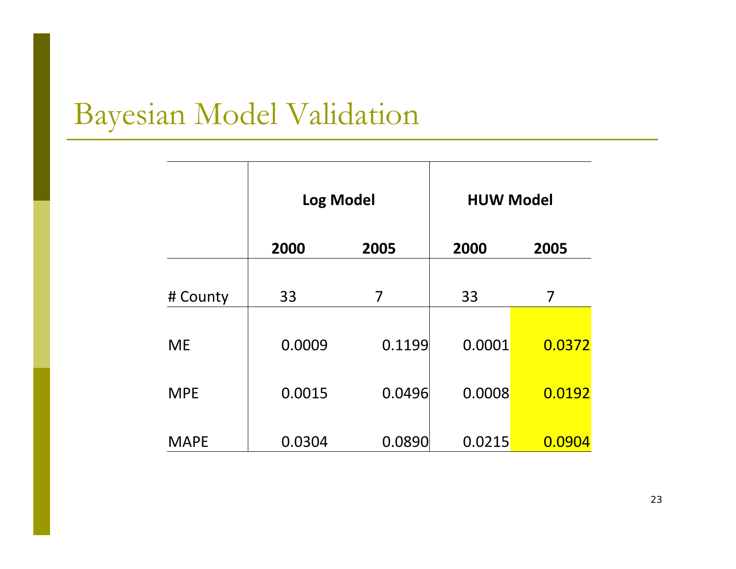# Bayesian Model Validation

| | Log Model | | HUW Model | |
|---|---|---|---|---|
| | 2000 | 2005 | 2000 | 2005 |
| # County | 33 | 7 | 33 | 7 |
| ME | 0.0009 | 0.1199 | 0.0001 | 0.0372 |
| MPE | 0.0015 | 0.0496 | 0.0008 | 0.0192 |
| MAPE | 0.0304 | 0.0890 | 0.0215 | 0.0904 |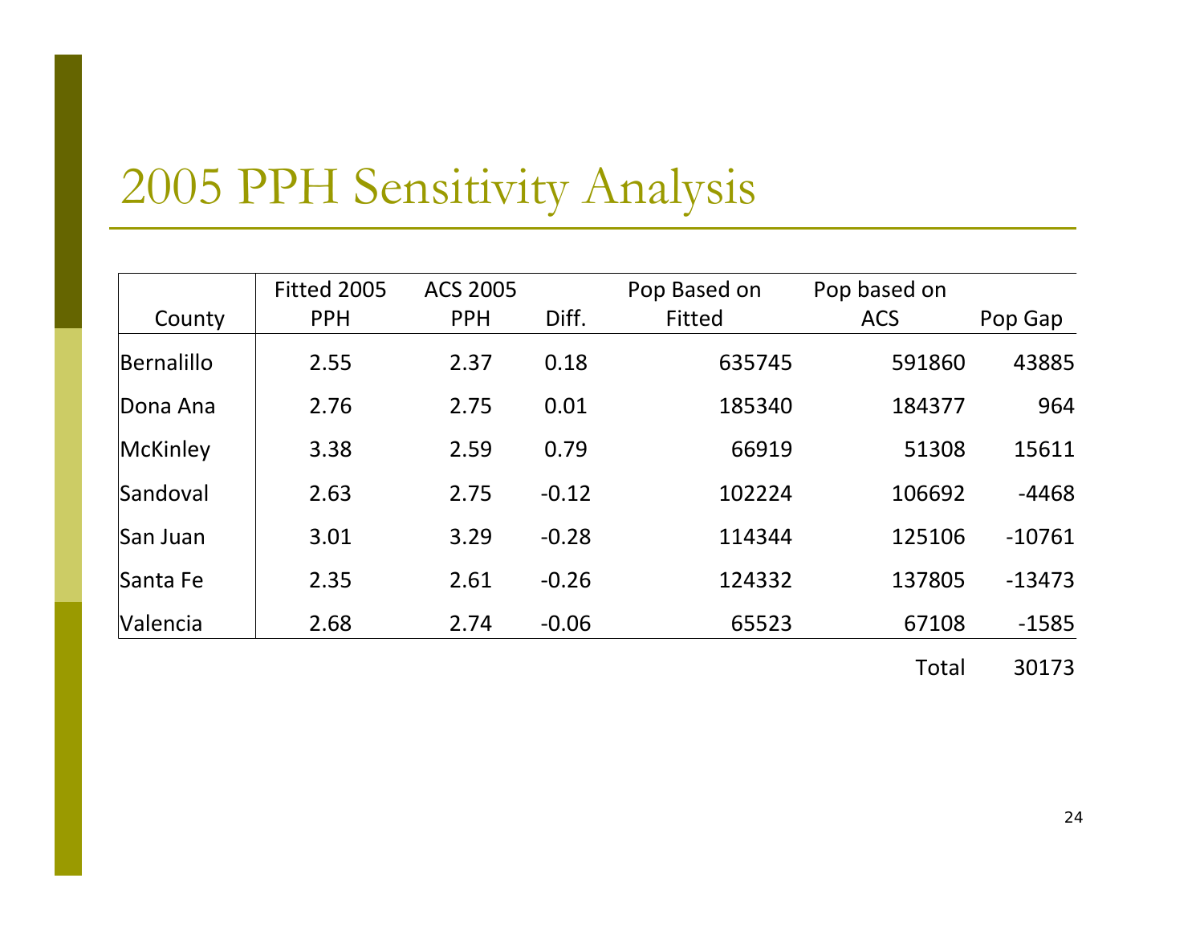# 2005 PPH Sensitivity Analysis

| County | Fitted 2005 PPH | ACS 2005 PPH | Diff. | Pop Based on Fitted | Pop based on ACS | Pop Gap |
|---|---|---|---|---|---|---|
| Bernalillo | 2.55 | 2.37 | 0.18 | 635745 | 591860 | 43885 |
| Dona Ana | 2.76 | 2.75 | 0.01 | 185340 | 184377 | 964 |
| McKinley | 3.38 | 2.59 | 0.79 | 66919 | 51308 | 15611 |
| Sandoval | 2.63 | 2.75 | -0.12 | 102224 | 106692 | -4468 |
| San Juan | 3.01 | 3.29 | -0.28 | 114344 | 125106 | -10761 |
| Santa Fe | 2.35 | 2.61 | -0.26 | 124332 | 137805 | -13473 |
| Valencia | 2.68 | 2.74 | -0.06 | 65523 | 67108 | -1585 |
| | | | | | Total | 30173 |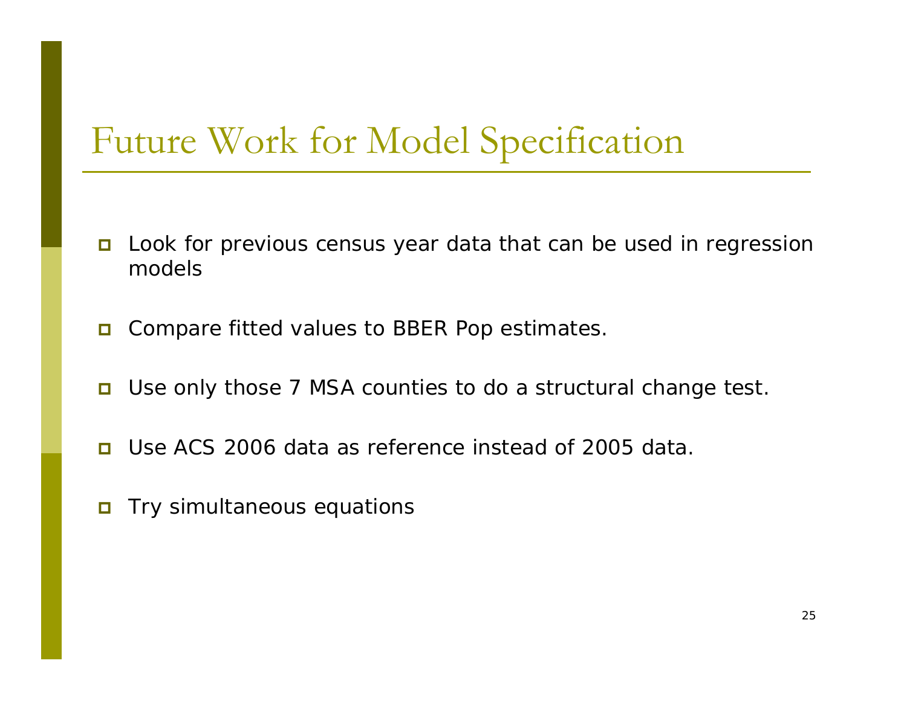# Future Work for Model Specification

- Look for previous census year data that can be used in regression models
- Compare fitted values to BBER Pop estimates.
- Use only those 7 MSA counties to do a structural change test.
- Use ACS 2006 data as reference instead of 2005 data.
- Try simultaneous equations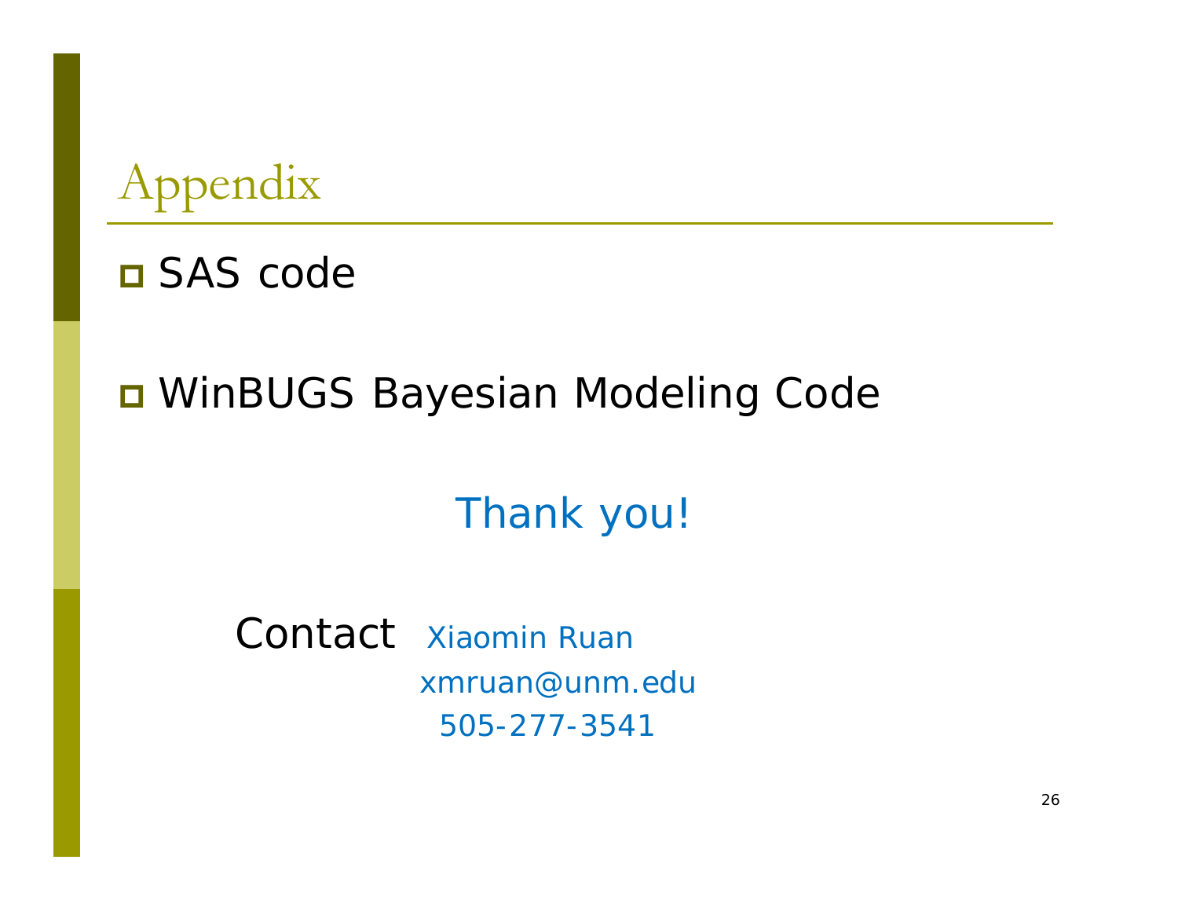# Appendix

- SAS code
- WinBUGS Bayesian Modeling Code

Thank you!

Contact Xiaomin Ruan
xmruan@unm.edu
505-277-3541